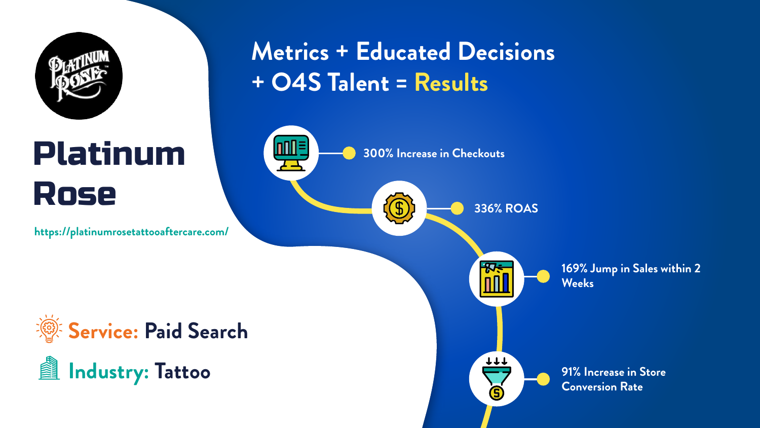# Platinum Rose

https://platinumrosetattooaftercare.com/

**Service:** Paid Search

**Industry:** Tattoo

## Metrics + Educated Decisions + O4S Talent = Results

- 300% Increase in Checkouts
- 336% ROAS
- 169% Jump in Sales within 2 Weeks
- 91% Increase in Store Conversion Rate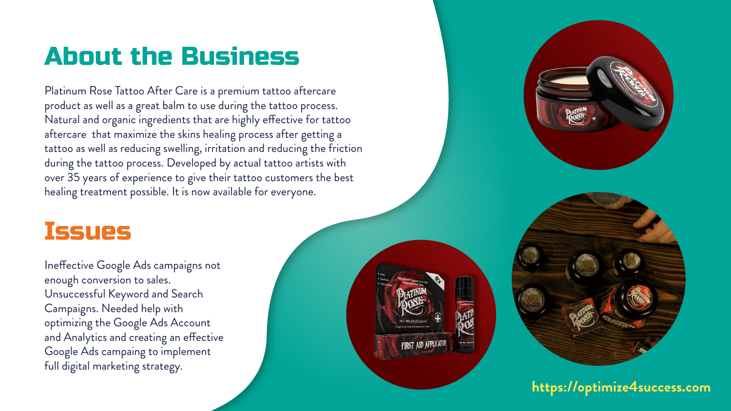## About the Business

Platinum Rose Tattoo After Care is a premium tattoo aftercare product as well as a great balm to use during the tattoo process. Natural and organic ingredients that are highly effective for tattoo aftercare that maximize the skins healing process after getting a tattoo as well as reducing swelling, irritation and reducing the friction during the tattoo process. Developed by actual tattoo artists with over 35 years of experience to give their tattoo customers the best healing treatment possible. It is now available for everyone.

## Issues

Ineffective Google Ads campaigns not enough conversion to sales. Unsuccessful Keyword and Search Campaigns. Needed help with optimizing the Google Ads Account and Analytics and creating an effective Google Ads campaing to implement full digital marketing strategy.

https://optimize4success.com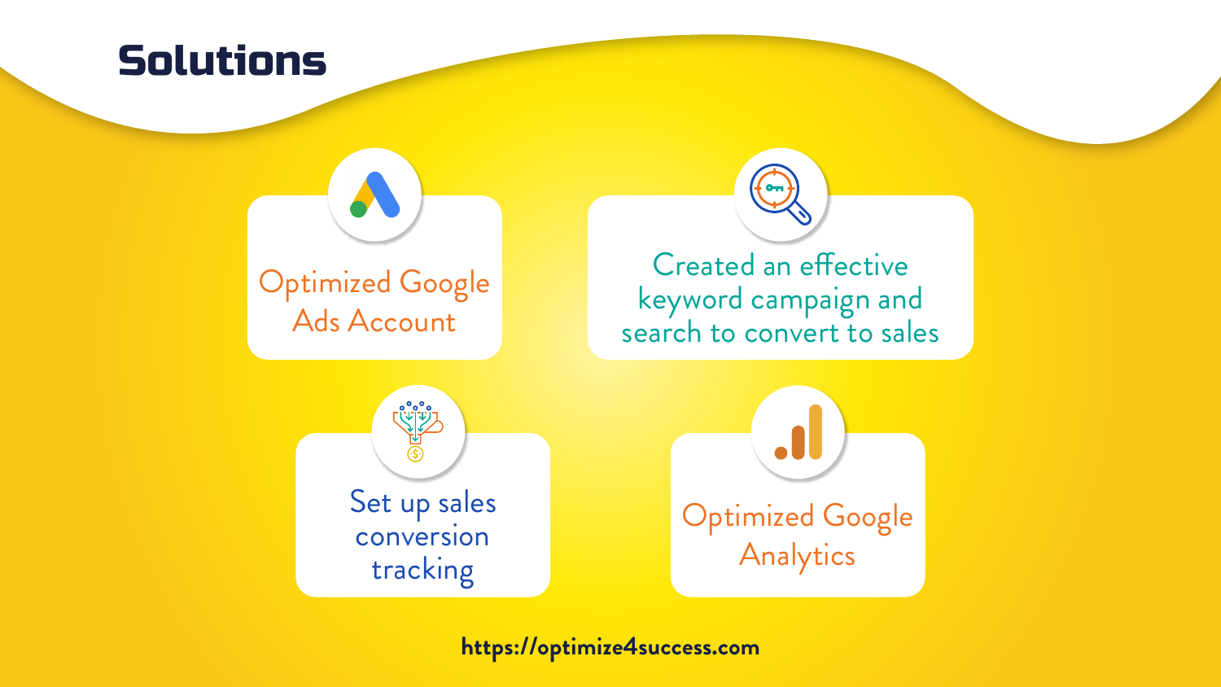# Solutions

- Optimized Google Ads Account
- Created an effective keyword campaign and search to convert to sales
- Set up sales conversion tracking
- Optimized Google Analytics

https://optimize4success.com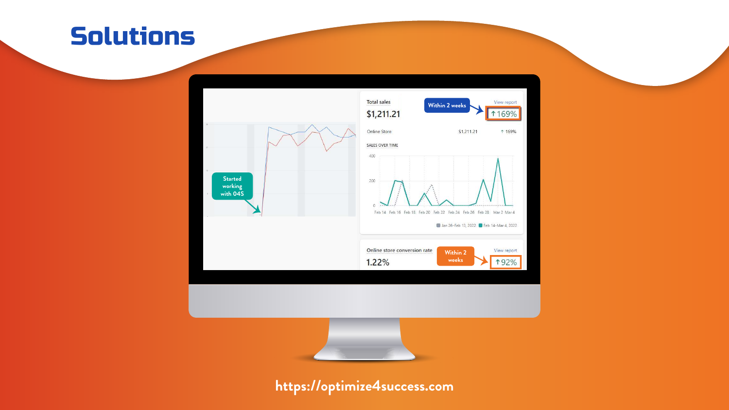# Solutions

Started working with O4S

Total sales

$1,211.21

Within 2 weeks

View report

↑169%

Online Store $1,211.21 ↑ 169%

SALES OVER TIME

400

200

0

Feb 14 Feb 16 Feb 18 Feb 20 Feb 22 Feb 24 Feb 26 Feb 28 Mar 2 Mar 4

Jan 26–Feb 13, 2022 Feb 14–Mar 4, 2022

Online store conversion rate

1.22%

Within 2 weeks

View report

↑92%

https://optimize4success.com